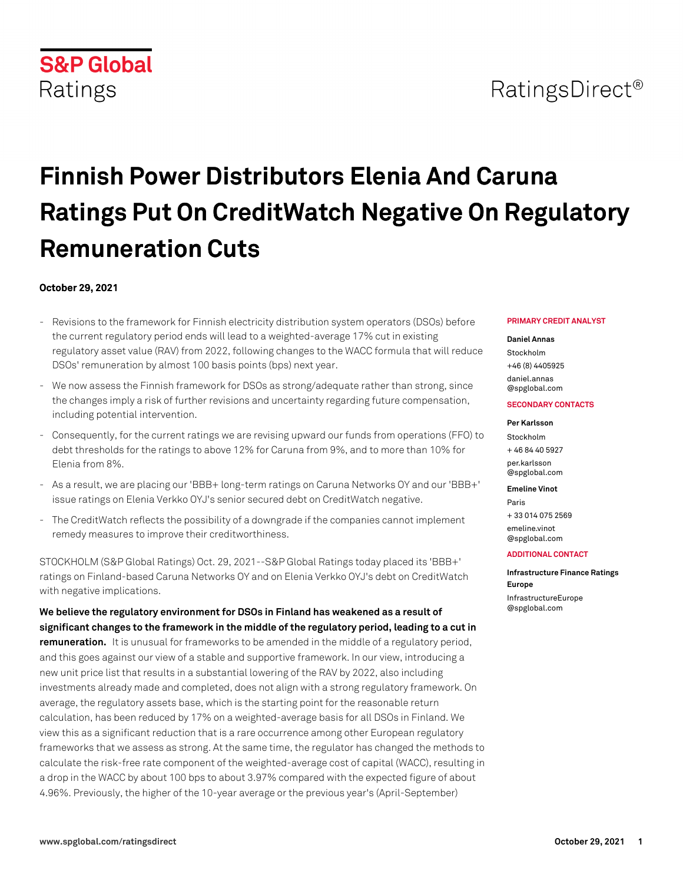S&P Global Ratings

RatingsDirect®

# Finnish Power Distributors Elenia And Caruna Ratings Put On CreditWatch Negative On Regulatory Remuneration Cuts

**October 29, 2021**

- Revisions to the framework for Finnish electricity distribution system operators (DSOs) before the current regulatory period ends will lead to a weighted-average 17% cut in existing regulatory asset value (RAV) from 2022, following changes to the WACC formula that will reduce DSOs' remuneration by almost 100 basis points (bps) next year.
- We now assess the Finnish framework for DSOs as strong/adequate rather than strong, since the changes imply a risk of further revisions and uncertainty regarding future compensation, including potential intervention.
- Consequently, for the current ratings we are revising upward our funds from operations (FFO) to debt thresholds for the ratings to above 12% for Caruna from 9%, and to more than 10% for Elenia from 8%.
- As a result, we are placing our 'BBB+ long-term ratings on Caruna Networks OY and our 'BBB+' issue ratings on Elenia Verkko OYJ's senior secured debt on CreditWatch negative.
- The CreditWatch reflects the possibility of a downgrade if the companies cannot implement remedy measures to improve their creditworthiness.

STOCKHOLM (S&P Global Ratings) Oct. 29, 2021--S&P Global Ratings today placed its 'BBB+' ratings on Finland-based Caruna Networks OY and on Elenia Verkko OYJ's debt on CreditWatch with negative implications.

**We believe the regulatory environment for DSOs in Finland has weakened as a result of significant changes to the framework in the middle of the regulatory period, leading to a cut in remuneration.** It is unusual for frameworks to be amended in the middle of a regulatory period, and this goes against our view of a stable and supportive framework. In our view, introducing a new unit price list that results in a substantial lowering of the RAV by 2022, also including investments already made and completed, does not align with a strong regulatory framework. On average, the regulatory assets base, which is the starting point for the reasonable return calculation, has been reduced by 17% on a weighted-average basis for all DSOs in Finland. We view this as a significant reduction that is a rare occurrence among other European regulatory frameworks that we assess as strong. At the same time, the regulator has changed the methods to calculate the risk-free rate component of the weighted-average cost of capital (WACC), resulting in a drop in the WACC by about 100 bps to about 3.97% compared with the expected figure of about 4.96%. Previously, the higher of the 10-year average or the previous year's (April-September)

PRIMARY CREDIT ANALYST

**Daniel Annas**
Stockholm
+46 (8) 4405925
daniel.annas
@spglobal.com

SECONDARY CONTACTS

**Per Karlsson**
Stockholm
+ 46 84 40 5927
per.karlsson
@spglobal.com

**Emeline Vinot**
Paris
+ 33 014 075 2569
emeline.vinot
@spglobal.com

ADDITIONAL CONTACT

**Infrastructure Finance Ratings Europe**
InfrastructureEurope
@spglobal.com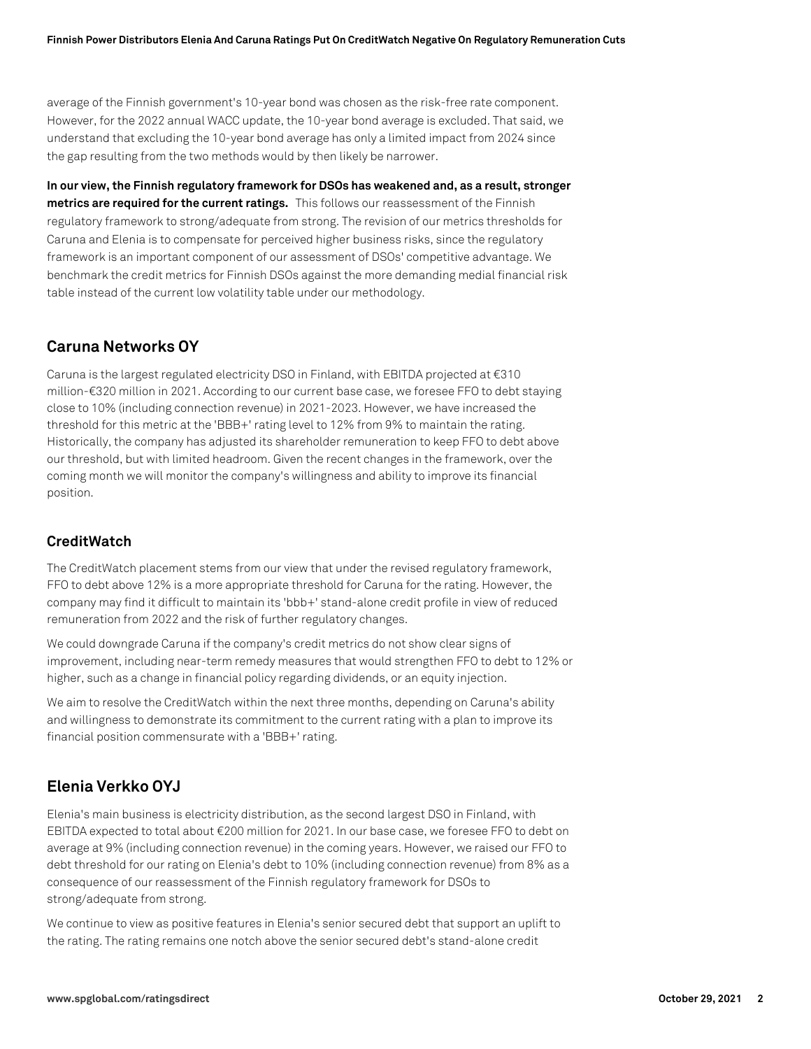average of the Finnish government's 10-year bond was chosen as the risk-free rate component. However, for the 2022 annual WACC update, the 10-year bond average is excluded. That said, we understand that excluding the 10-year bond average has only a limited impact from 2024 since the gap resulting from the two methods would by then likely be narrower.

**In our view, the Finnish regulatory framework for DSOs has weakened and, as a result, stronger metrics are required for the current ratings.** This follows our reassessment of the Finnish regulatory framework to strong/adequate from strong. The revision of our metrics thresholds for Caruna and Elenia is to compensate for perceived higher business risks, since the regulatory framework is an important component of our assessment of DSOs' competitive advantage. We benchmark the credit metrics for Finnish DSOs against the more demanding medial financial risk table instead of the current low volatility table under our methodology.

## Caruna Networks OY

Caruna is the largest regulated electricity DSO in Finland, with EBITDA projected at €310 million-€320 million in 2021. According to our current base case, we foresee FFO to debt staying close to 10% (including connection revenue) in 2021-2023. However, we have increased the threshold for this metric at the 'BBB+' rating level to 12% from 9% to maintain the rating. Historically, the company has adjusted its shareholder remuneration to keep FFO to debt above our threshold, but with limited headroom. Given the recent changes in the framework, over the coming month we will monitor the company's willingness and ability to improve its financial position.

### CreditWatch

The CreditWatch placement stems from our view that under the revised regulatory framework, FFO to debt above 12% is a more appropriate threshold for Caruna for the rating. However, the company may find it difficult to maintain its 'bbb+' stand-alone credit profile in view of reduced remuneration from 2022 and the risk of further regulatory changes.

We could downgrade Caruna if the company's credit metrics do not show clear signs of improvement, including near-term remedy measures that would strengthen FFO to debt to 12% or higher, such as a change in financial policy regarding dividends, or an equity injection.

We aim to resolve the CreditWatch within the next three months, depending on Caruna's ability and willingness to demonstrate its commitment to the current rating with a plan to improve its financial position commensurate with a 'BBB+' rating.

## Elenia Verkko OYJ

Elenia's main business is electricity distribution, as the second largest DSO in Finland, with EBITDA expected to total about €200 million for 2021. In our base case, we foresee FFO to debt on average at 9% (including connection revenue) in the coming years. However, we raised our FFO to debt threshold for our rating on Elenia's debt to 10% (including connection revenue) from 8% as a consequence of our reassessment of the Finnish regulatory framework for DSOs to strong/adequate from strong.

We continue to view as positive features in Elenia's senior secured debt that support an uplift to the rating. The rating remains one notch above the senior secured debt's stand-alone credit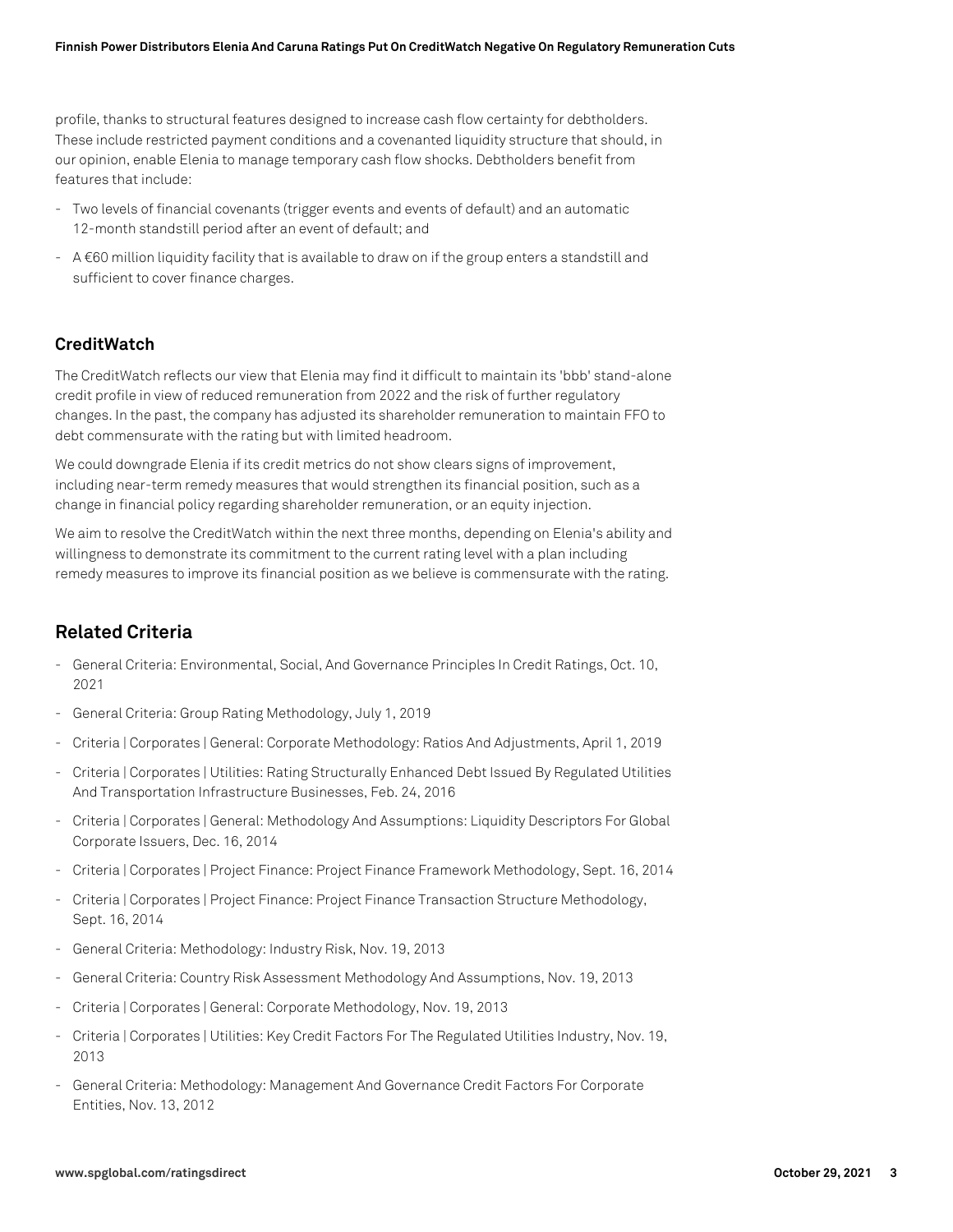profile, thanks to structural features designed to increase cash flow certainty for debtholders. These include restricted payment conditions and a covenanted liquidity structure that should, in our opinion, enable Elenia to manage temporary cash flow shocks. Debtholders benefit from features that include:

- Two levels of financial covenants (trigger events and events of default) and an automatic 12-month standstill period after an event of default; and
- A €60 million liquidity facility that is available to draw on if the group enters a standstill and sufficient to cover finance charges.

### CreditWatch

The CreditWatch reflects our view that Elenia may find it difficult to maintain its 'bbb' stand-alone credit profile in view of reduced remuneration from 2022 and the risk of further regulatory changes. In the past, the company has adjusted its shareholder remuneration to maintain FFO to debt commensurate with the rating but with limited headroom.

We could downgrade Elenia if its credit metrics do not show clears signs of improvement, including near-term remedy measures that would strengthen its financial position, such as a change in financial policy regarding shareholder remuneration, or an equity injection.

We aim to resolve the CreditWatch within the next three months, depending on Elenia's ability and willingness to demonstrate its commitment to the current rating level with a plan including remedy measures to improve its financial position as we believe is commensurate with the rating.

## Related Criteria

- General Criteria: Environmental, Social, And Governance Principles In Credit Ratings, Oct. 10, 2021
- General Criteria: Group Rating Methodology, July 1, 2019
- Criteria | Corporates | General: Corporate Methodology: Ratios And Adjustments, April 1, 2019
- Criteria | Corporates | Utilities: Rating Structurally Enhanced Debt Issued By Regulated Utilities And Transportation Infrastructure Businesses, Feb. 24, 2016
- Criteria | Corporates | General: Methodology And Assumptions: Liquidity Descriptors For Global Corporate Issuers, Dec. 16, 2014
- Criteria | Corporates | Project Finance: Project Finance Framework Methodology, Sept. 16, 2014
- Criteria | Corporates | Project Finance: Project Finance Transaction Structure Methodology, Sept. 16, 2014
- General Criteria: Methodology: Industry Risk, Nov. 19, 2013
- General Criteria: Country Risk Assessment Methodology And Assumptions, Nov. 19, 2013
- Criteria | Corporates | General: Corporate Methodology, Nov. 19, 2013
- Criteria | Corporates | Utilities: Key Credit Factors For The Regulated Utilities Industry, Nov. 19, 2013
- General Criteria: Methodology: Management And Governance Credit Factors For Corporate Entities, Nov. 13, 2012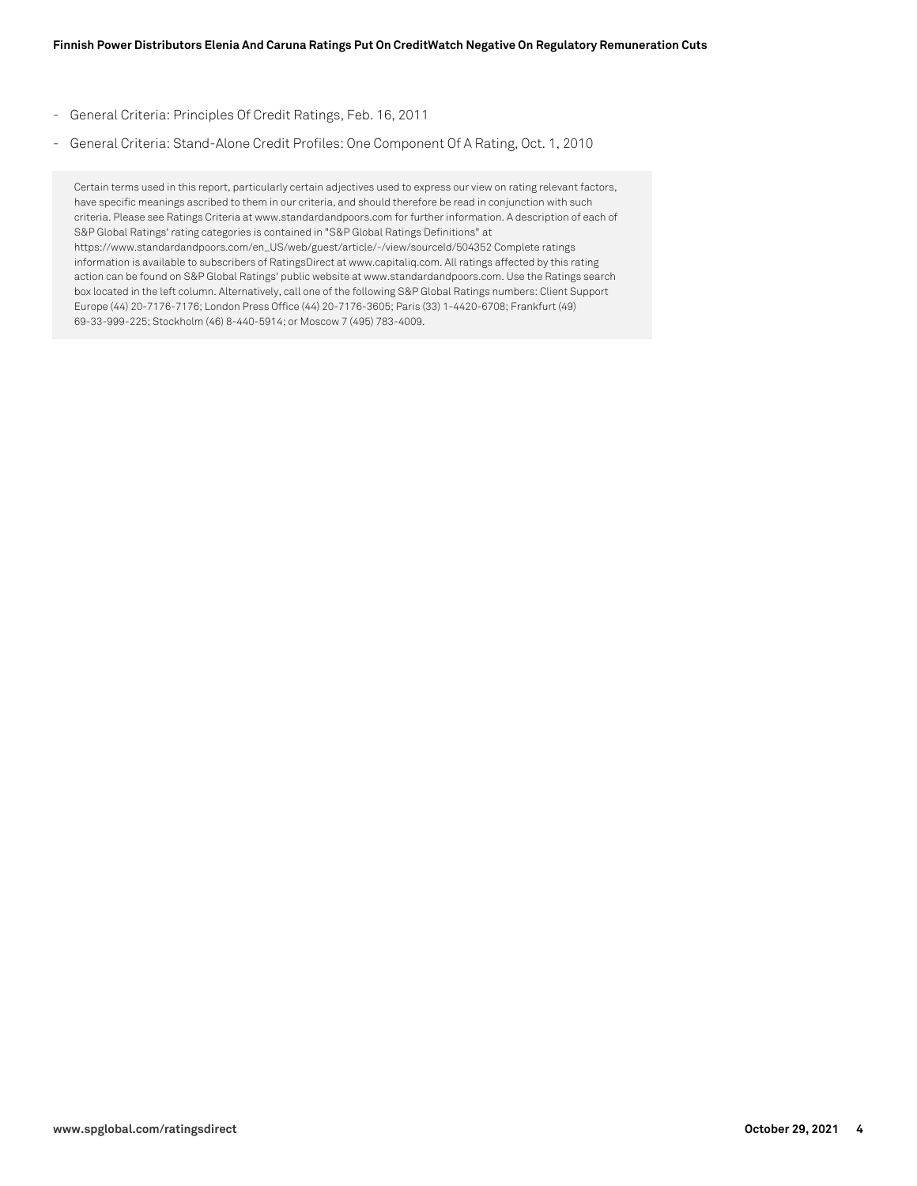- General Criteria: Principles Of Credit Ratings, Feb. 16, 2011
- General Criteria: Stand-Alone Credit Profiles: One Component Of A Rating, Oct. 1, 2010

Certain terms used in this report, particularly certain adjectives used to express our view on rating relevant factors, have specific meanings ascribed to them in our criteria, and should therefore be read in conjunction with such criteria. Please see Ratings Criteria at www.standardandpoors.com for further information. A description of each of S&P Global Ratings' rating categories is contained in "S&P Global Ratings Definitions" at https://www.standardandpoors.com/en_US/web/guest/article/-/view/sourceId/504352 Complete ratings information is available to subscribers of RatingsDirect at www.capitaliq.com. All ratings affected by this rating action can be found on S&P Global Ratings' public website at www.standardandpoors.com. Use the Ratings search box located in the left column. Alternatively, call one of the following S&P Global Ratings numbers: Client Support Europe (44) 20-7176-7176; London Press Office (44) 20-7176-3605; Paris (33) 1-4420-6708; Frankfurt (49) 69-33-999-225; Stockholm (46) 8-440-5914; or Moscow 7 (495) 783-4009.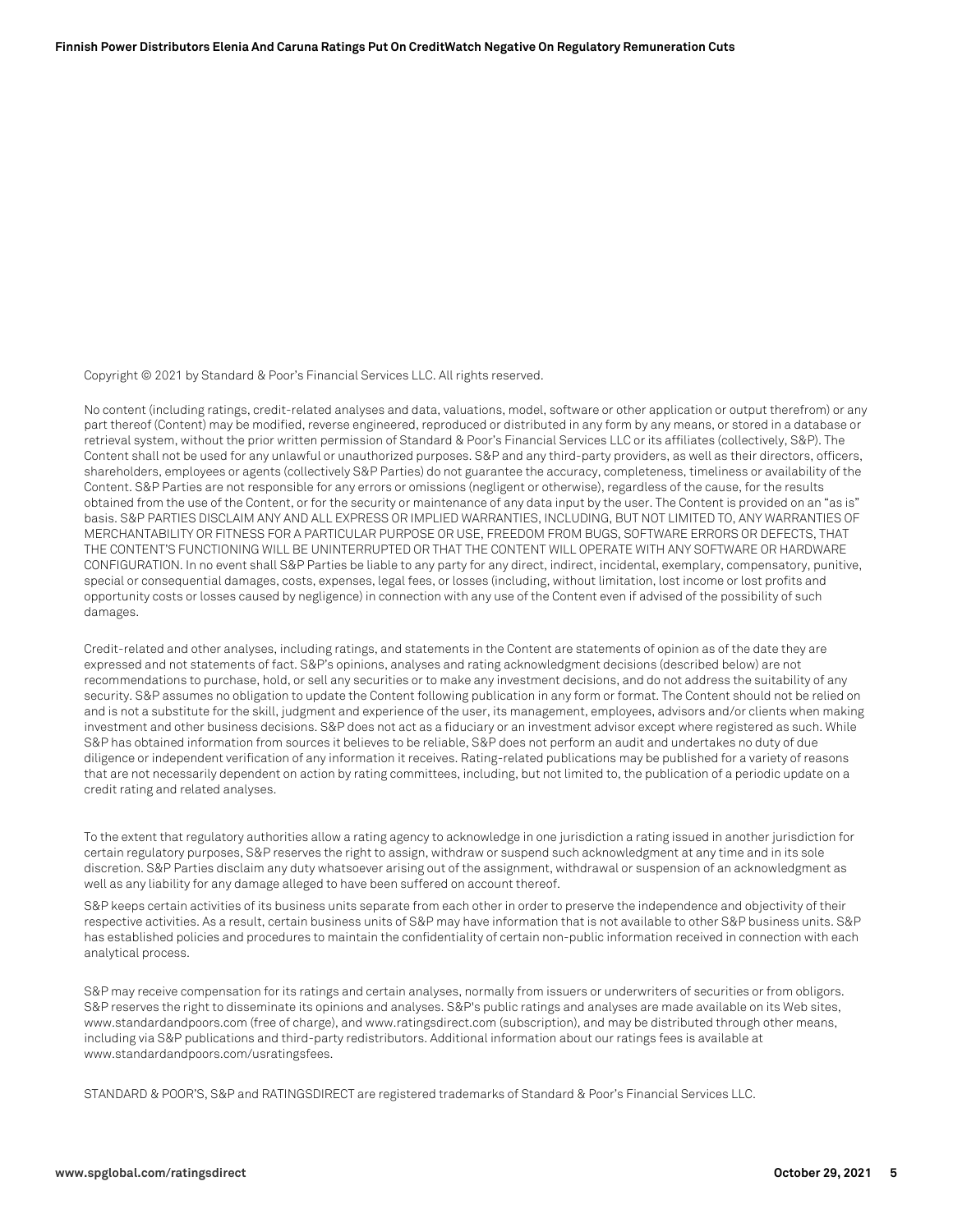Copyright © 2021 by Standard & Poor's Financial Services LLC. All rights reserved.

No content (including ratings, credit-related analyses and data, valuations, model, software or other application or output therefrom) or any part thereof (Content) may be modified, reverse engineered, reproduced or distributed in any form by any means, or stored in a database or retrieval system, without the prior written permission of Standard & Poor's Financial Services LLC or its affiliates (collectively, S&P). The Content shall not be used for any unlawful or unauthorized purposes. S&P and any third-party providers, as well as their directors, officers, shareholders, employees or agents (collectively S&P Parties) do not guarantee the accuracy, completeness, timeliness or availability of the Content. S&P Parties are not responsible for any errors or omissions (negligent or otherwise), regardless of the cause, for the results obtained from the use of the Content, or for the security or maintenance of any data input by the user. The Content is provided on an "as is" basis. S&P PARTIES DISCLAIM ANY AND ALL EXPRESS OR IMPLIED WARRANTIES, INCLUDING, BUT NOT LIMITED TO, ANY WARRANTIES OF MERCHANTABILITY OR FITNESS FOR A PARTICULAR PURPOSE OR USE, FREEDOM FROM BUGS, SOFTWARE ERRORS OR DEFECTS, THAT THE CONTENT'S FUNCTIONING WILL BE UNINTERRUPTED OR THAT THE CONTENT WILL OPERATE WITH ANY SOFTWARE OR HARDWARE CONFIGURATION. In no event shall S&P Parties be liable to any party for any direct, indirect, incidental, exemplary, compensatory, punitive, special or consequential damages, costs, expenses, legal fees, or losses (including, without limitation, lost income or lost profits and opportunity costs or losses caused by negligence) in connection with any use of the Content even if advised of the possibility of such damages.

Credit-related and other analyses, including ratings, and statements in the Content are statements of opinion as of the date they are expressed and not statements of fact. S&P's opinions, analyses and rating acknowledgment decisions (described below) are not recommendations to purchase, hold, or sell any securities or to make any investment decisions, and do not address the suitability of any security. S&P assumes no obligation to update the Content following publication in any form or format. The Content should not be relied on and is not a substitute for the skill, judgment and experience of the user, its management, employees, advisors and/or clients when making investment and other business decisions. S&P does not act as a fiduciary or an investment advisor except where registered as such. While S&P has obtained information from sources it believes to be reliable, S&P does not perform an audit and undertakes no duty of due diligence or independent verification of any information it receives. Rating-related publications may be published for a variety of reasons that are not necessarily dependent on action by rating committees, including, but not limited to, the publication of a periodic update on a credit rating and related analyses.

To the extent that regulatory authorities allow a rating agency to acknowledge in one jurisdiction a rating issued in another jurisdiction for certain regulatory purposes, S&P reserves the right to assign, withdraw or suspend such acknowledgment at any time and in its sole discretion. S&P Parties disclaim any duty whatsoever arising out of the assignment, withdrawal or suspension of an acknowledgment as well as any liability for any damage alleged to have been suffered on account thereof.

S&P keeps certain activities of its business units separate from each other in order to preserve the independence and objectivity of their respective activities. As a result, certain business units of S&P may have information that is not available to other S&P business units. S&P has established policies and procedures to maintain the confidentiality of certain non-public information received in connection with each analytical process.

S&P may receive compensation for its ratings and certain analyses, normally from issuers or underwriters of securities or from obligors. S&P reserves the right to disseminate its opinions and analyses. S&P's public ratings and analyses are made available on its Web sites, www.standardandpoors.com (free of charge), and www.ratingsdirect.com (subscription), and may be distributed through other means, including via S&P publications and third-party redistributors. Additional information about our ratings fees is available at www.standardandpoors.com/usratingsfees.

STANDARD & POOR'S, S&P and RATINGSDIRECT are registered trademarks of Standard & Poor's Financial Services LLC.